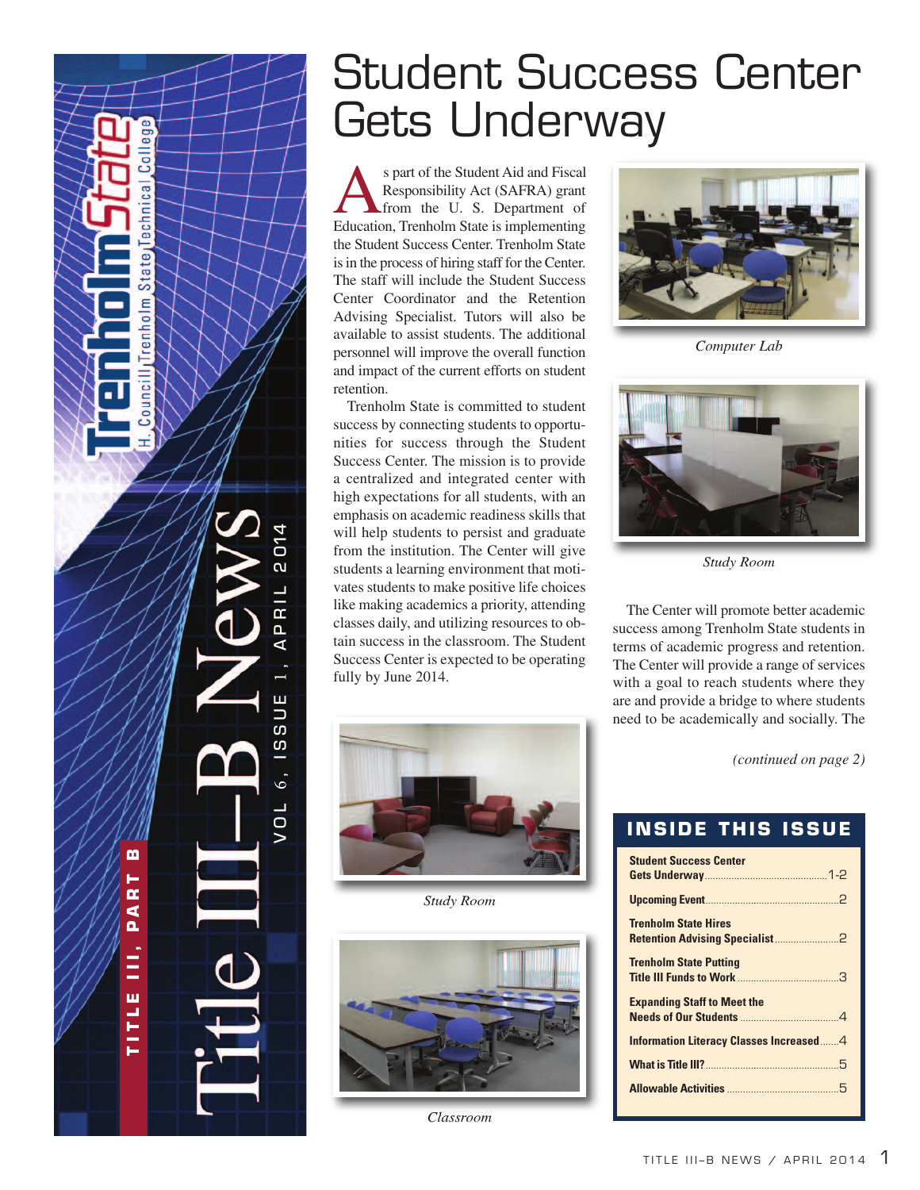Trenholm State
H. Councill Trenholm State Technical College

TITLE III, PART B

# Title III–B News

VOL 6, ISSUE 1, APRIL 2014

# Student Success Center Gets Underway

As part of the Student Aid and Fiscal Responsibility Act (SAFRA) grant from the U. S. Department of Education, Trenholm State is implementing the Student Success Center. Trenholm State is in the process of hiring staff for the Center. The staff will include the Student Success Center Coordinator and the Retention Advising Specialist. Tutors will also be available to assist students. The additional personnel will improve the overall function and impact of the current efforts on student retention.

Trenholm State is committed to student success by connecting students to opportunities for success through the Student Success Center. The mission is to provide a centralized and integrated center with high expectations for all students, with an emphasis on academic readiness skills that will help students to persist and graduate from the institution. The Center will give students a learning environment that motivates students to make positive life choices like making academics a priority, attending classes daily, and utilizing resources to obtain success in the classroom. The Student Success Center is expected to be operating fully by June 2014.

*Study Room*

*Classroom*

*Computer Lab*

*Study Room*

The Center will promote better academic success among Trenholm State students in terms of academic progress and retention. The Center will provide a range of services with a goal to reach students where they are and provide a bridge to where students need to be academically and socially. The

*(continued on page 2)*

## INSIDE THIS ISSUE

- **Student Success Center Gets Underway** ........ 1-2
- **Upcoming Event** ........ 2
- **Trenholm State Hires Retention Advising Specialist** ........ 2
- **Trenholm State Putting Title III Funds to Work** ........ 3
- **Expanding Staff to Meet the Needs of Our Students** ........ 4
- **Information Literacy Classes Increased** ........ 4
- **What is Title III?** ........ 5
- **Allowable Activities** ........ 5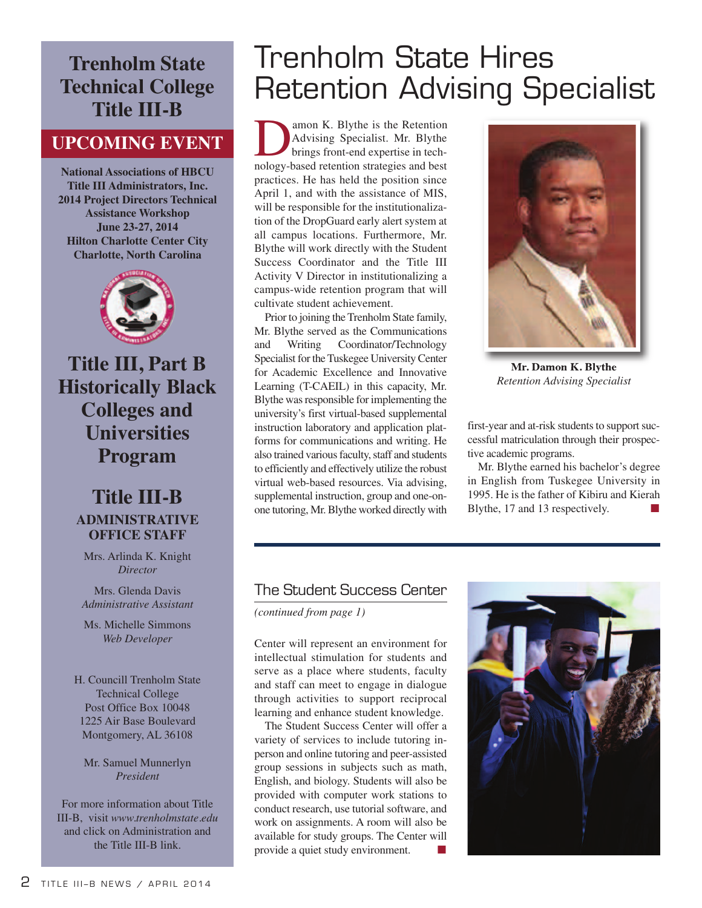# Trenholm State Hires Retention Advising Specialist

Damon K. Blythe is the Retention Advising Specialist. Mr. Blythe brings front-end expertise in technology-based retention strategies and best practices. He has held the position since April 1, and with the assistance of MIS, will be responsible for the institutionalization of the DropGuard early alert system at all campus locations. Furthermore, Mr. Blythe will work directly with the Student Success Coordinator and the Title III Activity V Director in institutionalizing a campus-wide retention program that will cultivate student achievement.

Prior to joining the Trenholm State family, Mr. Blythe served as the Communications and Writing Coordinator/Technology Specialist for the Tuskegee University Center for Academic Excellence and Innovative Learning (T-CAEIL) in this capacity, Mr. Blythe was responsible for implementing the university's first virtual-based supplemental instruction laboratory and application platforms for communications and writing. He also trained various faculty, staff and students to efficiently and effectively utilize the robust virtual web-based resources. Via advising, supplemental instruction, group and one-on-one tutoring, Mr. Blythe worked directly with first-year and at-risk students to support successful matriculation through their prospective academic programs.

**Mr. Damon K. Blythe**
*Retention Advising Specialist*

Mr. Blythe earned his bachelor's degree in English from Tuskegee University in 1995. He is the father of Kibiru and Kierah Blythe, 17 and 13 respectively.

## The Student Success Center

*(continued from page 1)*

Center will represent an environment for intellectual stimulation for students and serve as a place where students, faculty and staff can meet to engage in dialogue through activities to support reciprocal learning and enhance student knowledge.

The Student Success Center will offer a variety of services to include tutoring in-person and online tutoring and peer-assisted group sessions in subjects such as math, English, and biology. Students will also be provided with computer work stations to conduct research, use tutorial software, and work on assignments. A room will also be available for study groups. The Center will provide a quiet study environment.

---

## Trenholm State Technical College Title III-B

### UPCOMING EVENT

**National Associations of HBCU Title III Administrators, Inc. 2014 Project Directors Technical Assistance Workshop**
**June 23-27, 2014**
**Hilton Charlotte Center City**
**Charlotte, North Carolina**

## Title III, Part B Historically Black Colleges and Universities Program

## Title III-B

### ADMINISTRATIVE OFFICE STAFF

Mrs. Arlinda K. Knight
*Director*

Mrs. Glenda Davis
*Administrative Assistant*

Ms. Michelle Simmons
*Web Developer*

H. Councill Trenholm State Technical College
Post Office Box 10048
1225 Air Base Boulevard
Montgomery, AL 36108

Mr. Samuel Munnerlyn
*President*

For more information about Title III-B, visit *www.trenholmstate.edu* and click on Administration and the Title III-B link.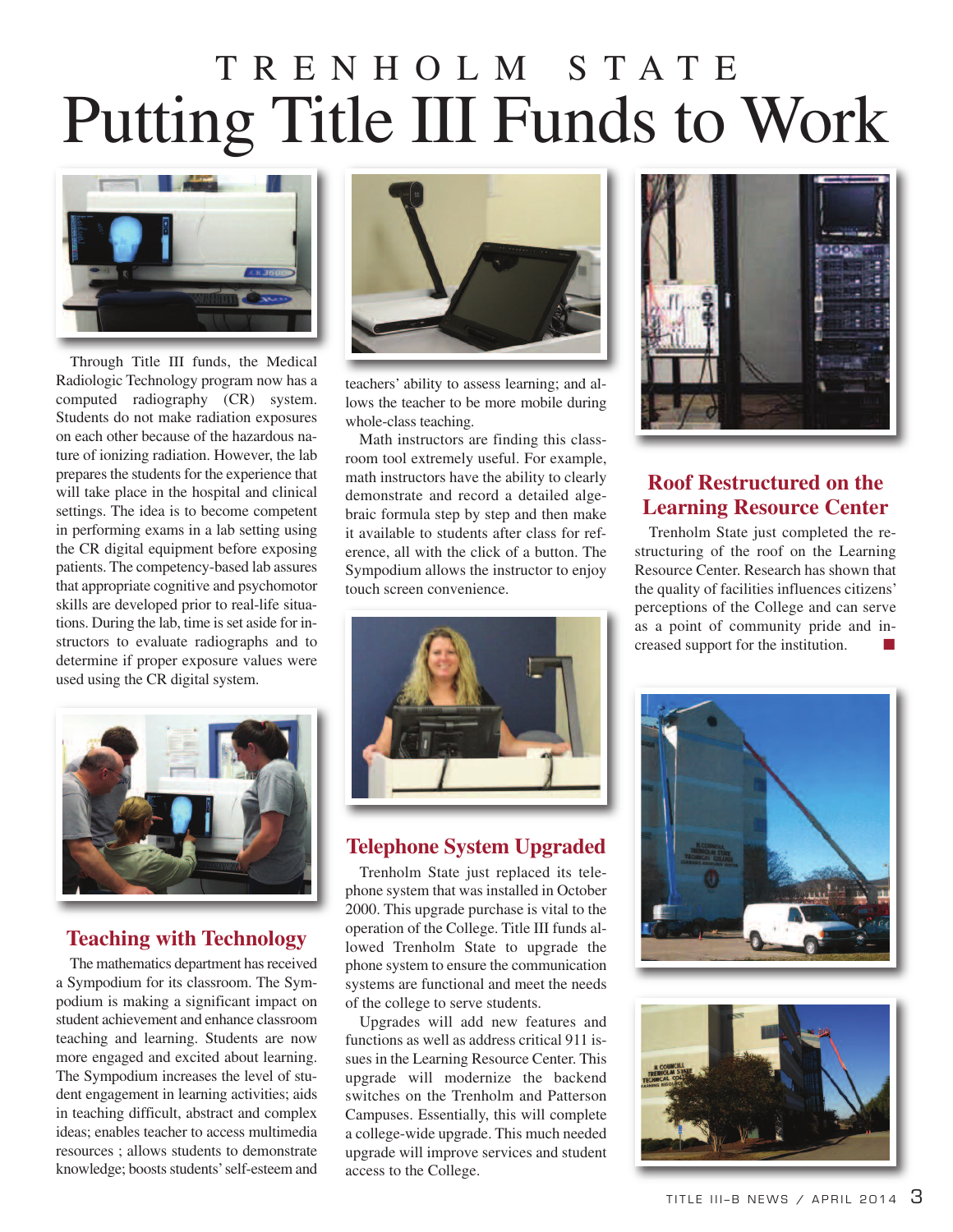# TRENHOLM STATE
# Putting Title III Funds to Work

Through Title III funds, the Medical Radiologic Technology program now has a computed radiography (CR) system. Students do not make radiation exposures on each other because of the hazardous nature of ionizing radiation. However, the lab prepares the students for the experience that will take place in the hospital and clinical settings. The idea is to become competent in performing exams in a lab setting using the CR digital equipment before exposing patients. The competency-based lab assures that appropriate cognitive and psychomotor skills are developed prior to real-life situations. During the lab, time is set aside for instructors to evaluate radiographs and to determine if proper exposure values were used using the CR digital system.

## Teaching with Technology

The mathematics department has received a Sympodium for its classroom. The Sympodium is making a significant impact on student achievement and enhance classroom teaching and learning. Students are now more engaged and excited about learning. The Sympodium increases the level of student engagement in learning activities; aids in teaching difficult, abstract and complex ideas; enables teacher to access multimedia resources ; allows students to demonstrate knowledge; boosts students' self-esteem and teachers' ability to assess learning; and allows the teacher to be more mobile during whole-class teaching.

Math instructors are finding this classroom tool extremely useful. For example, math instructors have the ability to clearly demonstrate and record a detailed algebraic formula step by step and then make it available to students after class for reference, all with the click of a button. The Sympodium allows the instructor to enjoy touch screen convenience.

## Telephone System Upgraded

Trenholm State just replaced its telephone system that was installed in October 2000. This upgrade purchase is vital to the operation of the College. Title III funds allowed Trenholm State to upgrade the phone system to ensure the communication systems are functional and meet the needs of the college to serve students.

Upgrades will add new features and functions as well as address critical 911 issues in the Learning Resource Center. This upgrade will modernize the backend switches on the Trenholm and Patterson Campuses. Essentially, this will complete a college-wide upgrade. This much needed upgrade will improve services and student access to the College.

## Roof Restructured on the Learning Resource Center

Trenholm State just completed the restructuring of the roof on the Learning Resource Center. Research has shown that the quality of facilities influences citizens' perceptions of the College and can serve as a point of community pride and increased support for the institution. ■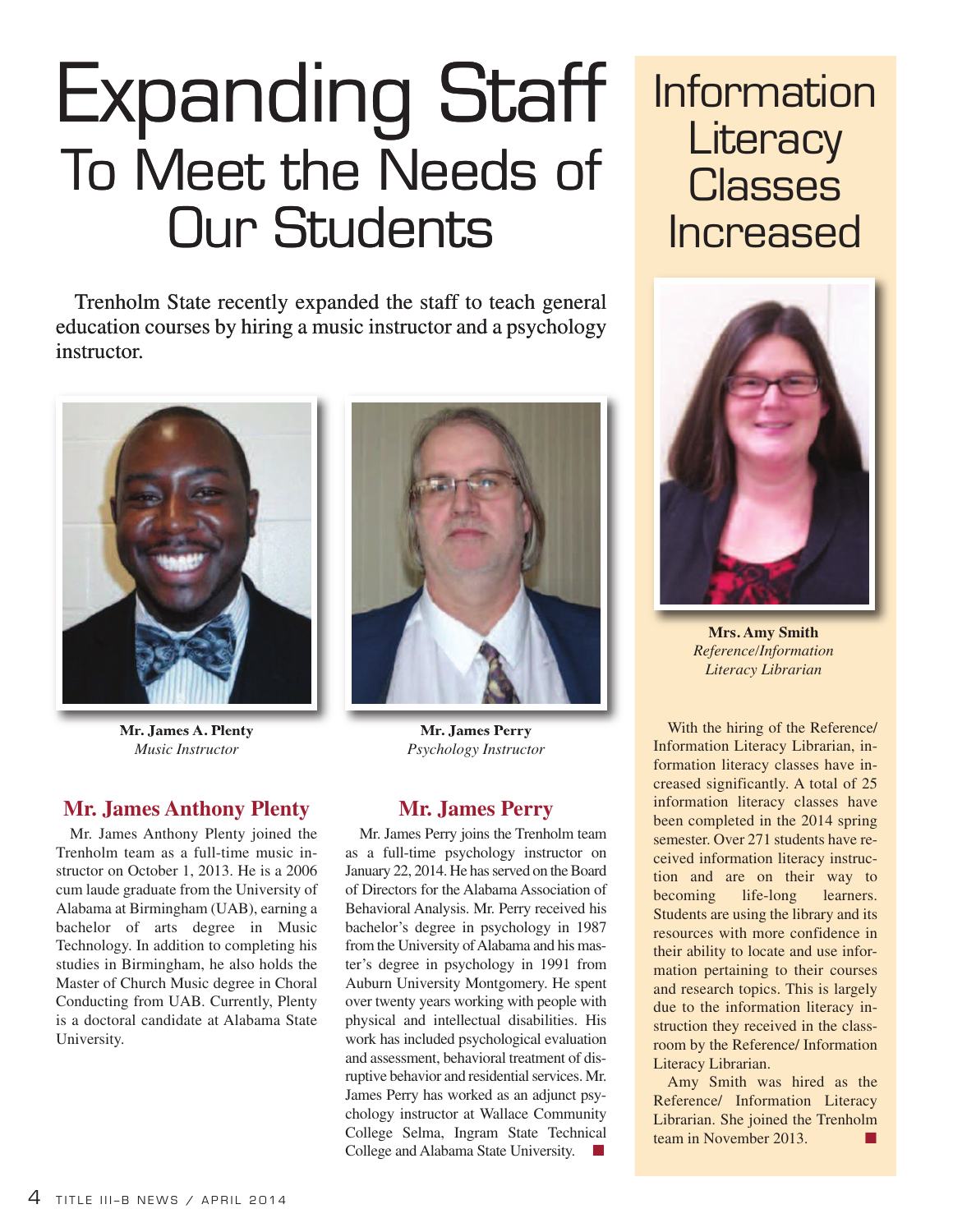# Expanding Staff To Meet the Needs of Our Students

Trenholm State recently expanded the staff to teach general education courses by hiring a music instructor and a psychology instructor.

**Mr. James A. Plenty**
*Music Instructor*

**Mr. James Perry**
*Psychology Instructor*

## Mr. James Anthony Plenty

Mr. James Anthony Plenty joined the Trenholm team as a full-time music instructor on October 1, 2013. He is a 2006 cum laude graduate from the University of Alabama at Birmingham (UAB), earning a bachelor of arts degree in Music Technology. In addition to completing his studies in Birmingham, he also holds the Master of Church Music degree in Choral Conducting from UAB. Currently, Plenty is a doctoral candidate at Alabama State University.

## Mr. James Perry

Mr. James Perry joins the Trenholm team as a full-time psychology instructor on January 22, 2014. He has served on the Board of Directors for the Alabama Association of Behavioral Analysis. Mr. Perry received his bachelor's degree in psychology in 1987 from the University of Alabama and his master's degree in psychology in 1991 from Auburn University Montgomery. He spent over twenty years working with people with physical and intellectual disabilities. His work has included psychological evaluation and assessment, behavioral treatment of disruptive behavior and residential services. Mr. James Perry has worked as an adjunct psychology instructor at Wallace Community College Selma, Ingram State Technical College and Alabama State University. ■

# Information Literacy Classes Increased

**Mrs. Amy Smith**
*Reference/Information Literacy Librarian*

With the hiring of the Reference/ Information Literacy Librarian, information literacy classes have increased significantly. A total of 25 information literacy classes have been completed in the 2014 spring semester. Over 271 students have received information literacy instruction and are on their way to becoming life-long learners. Students are using the library and its resources with more confidence in their ability to locate and use information pertaining to their courses and research topics. This is largely due to the information literacy instruction they received in the classroom by the Reference/ Information Literacy Librarian.

Amy Smith was hired as the Reference/ Information Literacy Librarian. She joined the Trenholm team in November 2013. ■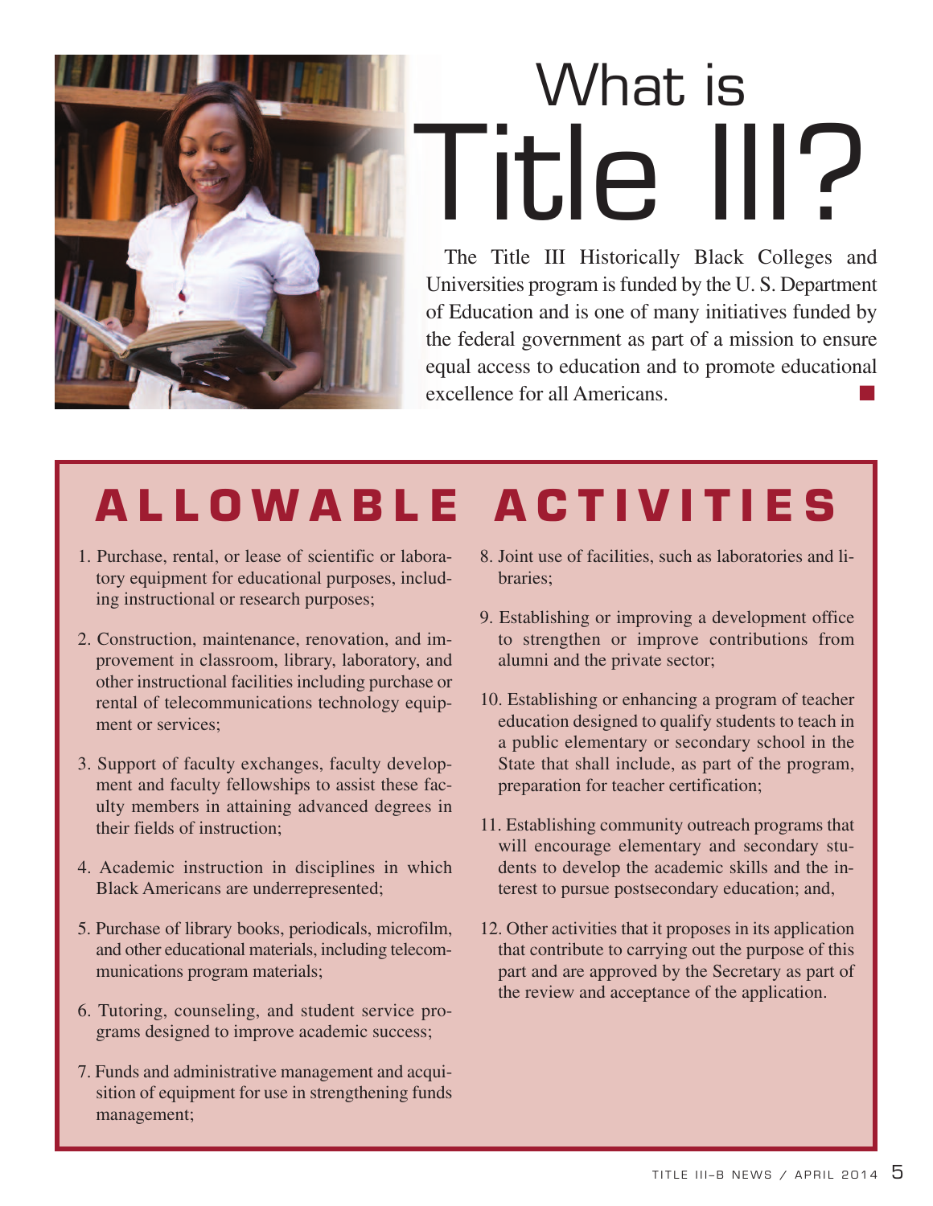# What is Title III?

The Title III Historically Black Colleges and Universities program is funded by the U. S. Department of Education and is one of many initiatives funded by the federal government as part of a mission to ensure equal access to education and to promote educational excellence for all Americans.

## ALLOWABLE ACTIVITIES

1. Purchase, rental, or lease of scientific or laboratory equipment for educational purposes, including instructional or research purposes;
2. Construction, maintenance, renovation, and improvement in classroom, library, laboratory, and other instructional facilities including purchase or rental of telecommunications technology equipment or services;
3. Support of faculty exchanges, faculty development and faculty fellowships to assist these faculty members in attaining advanced degrees in their fields of instruction;
4. Academic instruction in disciplines in which Black Americans are underrepresented;
5. Purchase of library books, periodicals, microfilm, and other educational materials, including telecommunications program materials;
6. Tutoring, counseling, and student service programs designed to improve academic success;
7. Funds and administrative management and acquisition of equipment for use in strengthening funds management;
8. Joint use of facilities, such as laboratories and libraries;
9. Establishing or improving a development office to strengthen or improve contributions from alumni and the private sector;
10. Establishing or enhancing a program of teacher education designed to qualify students to teach in a public elementary or secondary school in the State that shall include, as part of the program, preparation for teacher certification;
11. Establishing community outreach programs that will encourage elementary and secondary students to develop the academic skills and the interest to pursue postsecondary education; and,
12. Other activities that it proposes in its application that contribute to carrying out the purpose of this part and are approved by the Secretary as part of the review and acceptance of the application.